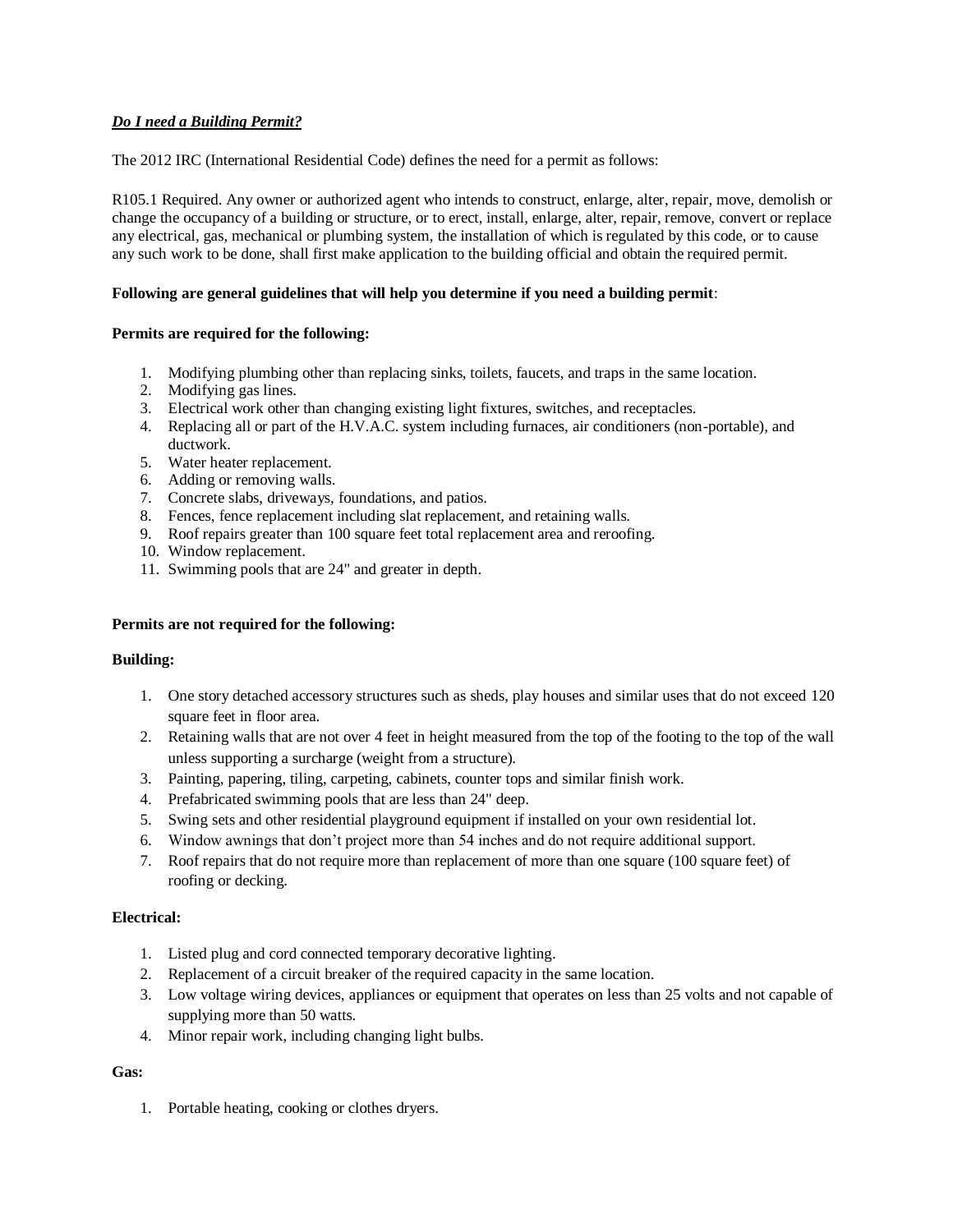***Do I need a Building Permit?***

The 2012 IRC (International Residential Code) defines the need for a permit as follows:

R105.1 Required. Any owner or authorized agent who intends to construct, enlarge, alter, repair, move, demolish or change the occupancy of a building or structure, or to erect, install, enlarge, alter, repair, remove, convert or replace any electrical, gas, mechanical or plumbing system, the installation of which is regulated by this code, or to cause any such work to be done, shall first make application to the building official and obtain the required permit.

**Following are general guidelines that will help you determine if you need a building permit**:

**Permits are required for the following:**

1. Modifying plumbing other than replacing sinks, toilets, faucets, and traps in the same location.
2. Modifying gas lines.
3. Electrical work other than changing existing light fixtures, switches, and receptacles.
4. Replacing all or part of the H.V.A.C. system including furnaces, air conditioners (non-portable), and ductwork.
5. Water heater replacement.
6. Adding or removing walls.
7. Concrete slabs, driveways, foundations, and patios.
8. Fences, fence replacement including slat replacement, and retaining walls.
9. Roof repairs greater than 100 square feet total replacement area and reroofing.
10. Window replacement.
11. Swimming pools that are 24" and greater in depth.

**Permits are not required for the following:**

**Building:**

1. One story detached accessory structures such as sheds, play houses and similar uses that do not exceed 120 square feet in floor area.
2. Retaining walls that are not over 4 feet in height measured from the top of the footing to the top of the wall unless supporting a surcharge (weight from a structure).
3. Painting, papering, tiling, carpeting, cabinets, counter tops and similar finish work.
4. Prefabricated swimming pools that are less than 24" deep.
5. Swing sets and other residential playground equipment if installed on your own residential lot.
6. Window awnings that don't project more than 54 inches and do not require additional support.
7. Roof repairs that do not require more than replacement of more than one square (100 square feet) of roofing or decking.

**Electrical:**

1. Listed plug and cord connected temporary decorative lighting.
2. Replacement of a circuit breaker of the required capacity in the same location.
3. Low voltage wiring devices, appliances or equipment that operates on less than 25 volts and not capable of supplying more than 50 watts.
4. Minor repair work, including changing light bulbs.

**Gas:**

1. Portable heating, cooking or clothes dryers.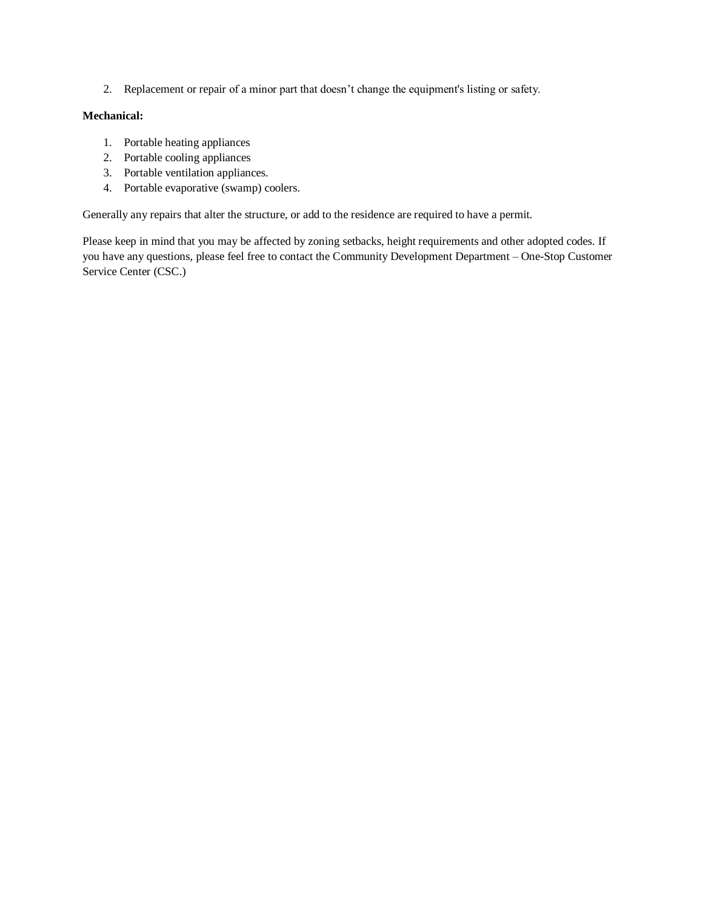2. Replacement or repair of a minor part that doesn't change the equipment's listing or safety.

**Mechanical:**

1. Portable heating appliances
2. Portable cooling appliances
3. Portable ventilation appliances.
4. Portable evaporative (swamp) coolers.

Generally any repairs that alter the structure, or add to the residence are required to have a permit.

Please keep in mind that you may be affected by zoning setbacks, height requirements and other adopted codes. If you have any questions, please feel free to contact the Community Development Department – One-Stop Customer Service Center (CSC.)